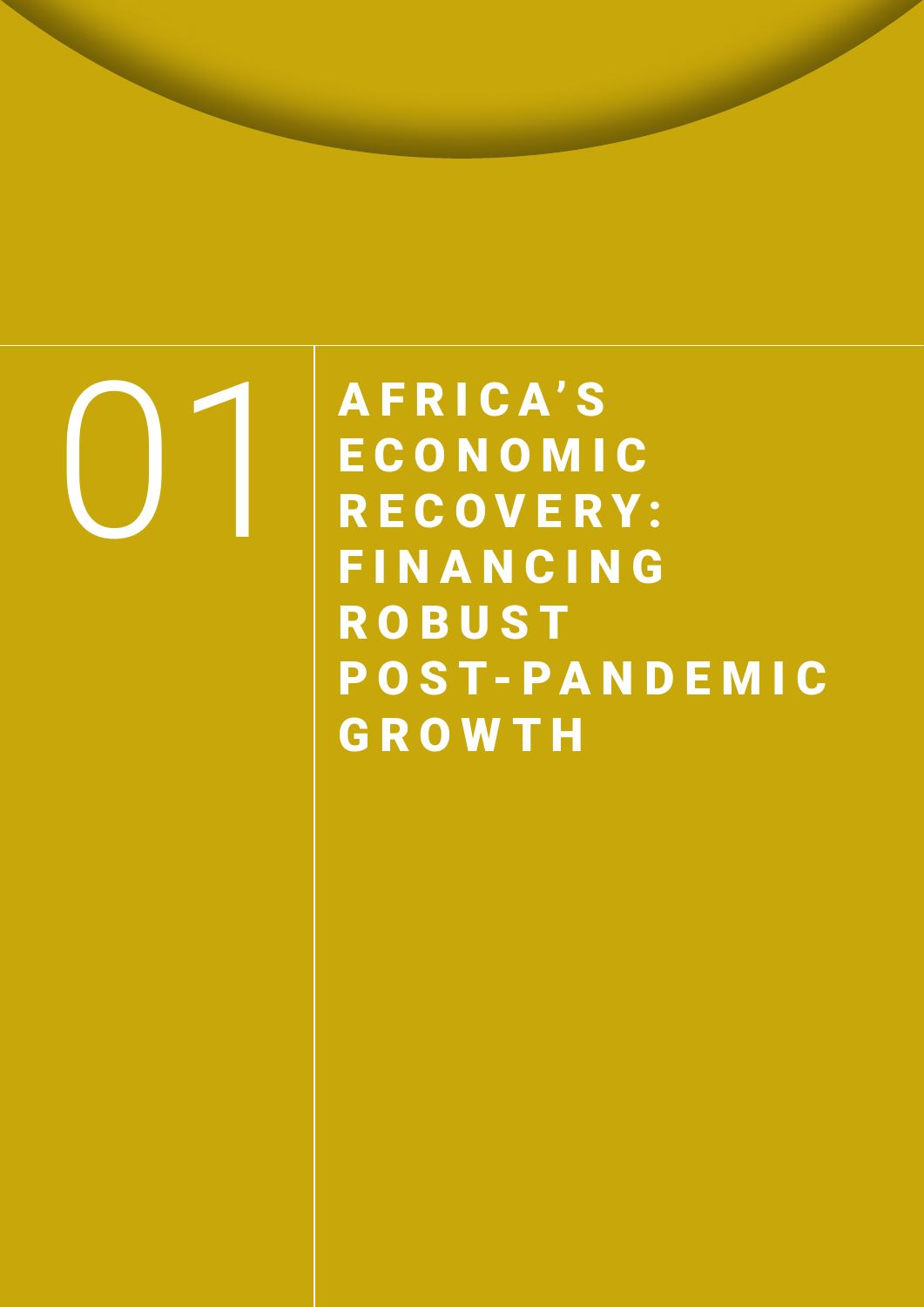# 01 AFRICA'S ECONOMIC RECOVERY: FINANCING ROBUST POST-PANDEMIC GROWTH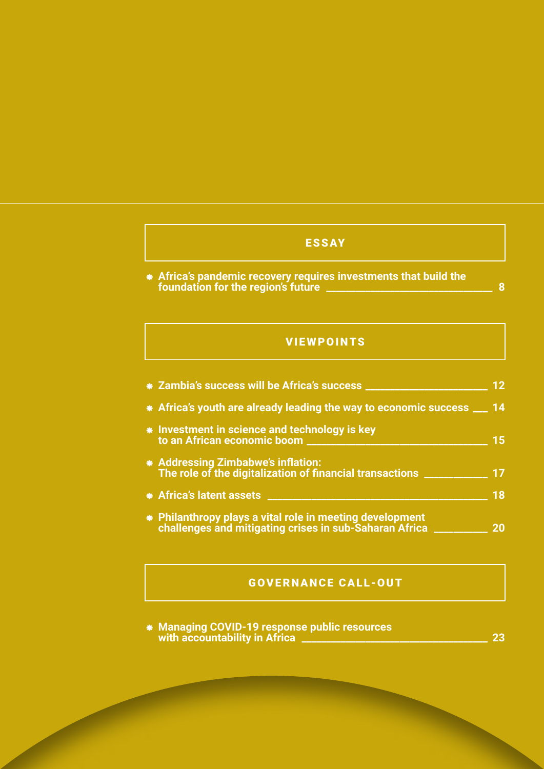## ESSAY

- **Africa's pandemic recovery requires investments that build the foundation for the region's future** — 8

## VIEWPOINTS

- **Zambia's success will be Africa's success** — 12
- **Africa's youth are already leading the way to economic success** — 14
- **Investment in science and technology is key to an African economic boom** — 15
- **Addressing Zimbabwe's inflation: The role of the digitalization of financial transactions** — 17
- **Africa's latent assets** — 18
- **Philanthropy plays a vital role in meeting development challenges and mitigating crises in sub-Saharan Africa** — 20

## GOVERNANCE CALL-OUT

- **Managing COVID-19 response public resources with accountability in Africa** — 23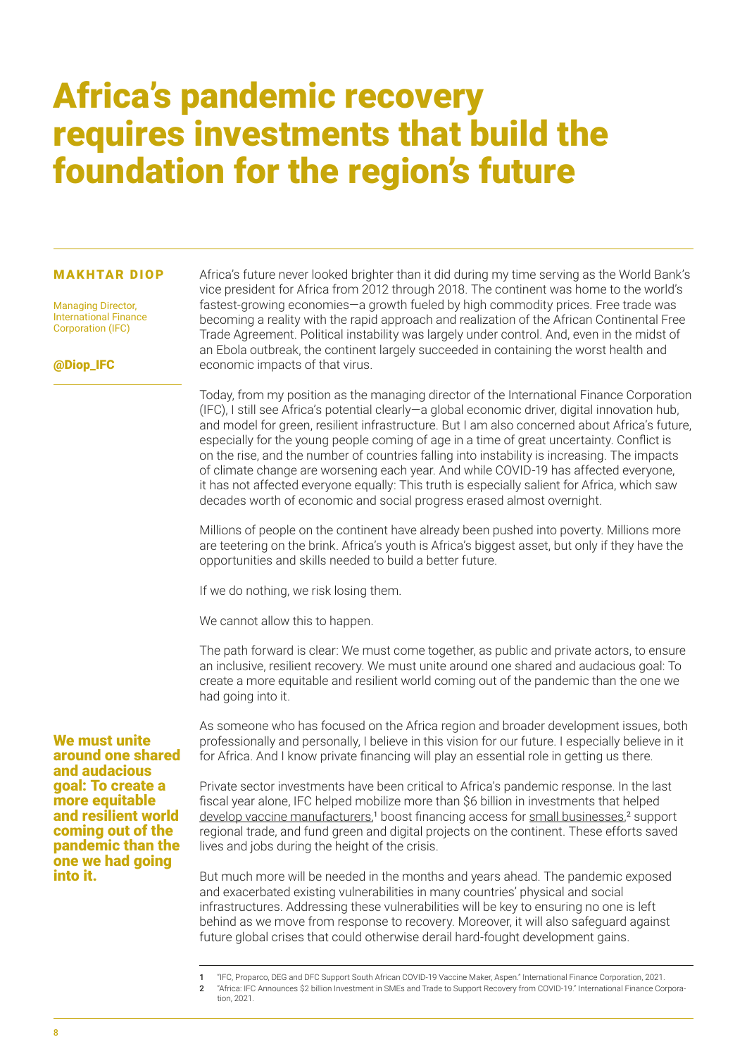# Africa's pandemic recovery requires investments that build the foundation for the region's future

**MAKHTAR DIOP**

Managing Director, International Finance Corporation (IFC)

@Diop_IFC

Africa's future never looked brighter than it did during my time serving as the World Bank's vice president for Africa from 2012 through 2018. The continent was home to the world's fastest-growing economies—a growth fueled by high commodity prices. Free trade was becoming a reality with the rapid approach and realization of the African Continental Free Trade Agreement. Political instability was largely under control. And, even in the midst of an Ebola outbreak, the continent largely succeeded in containing the worst health and economic impacts of that virus.

Today, from my position as the managing director of the International Finance Corporation (IFC), I still see Africa's potential clearly—a global economic driver, digital innovation hub, and model for green, resilient infrastructure. But I am also concerned about Africa's future, especially for the young people coming of age in a time of great uncertainty. Conflict is on the rise, and the number of countries falling into instability is increasing. The impacts of climate change are worsening each year. And while COVID-19 has affected everyone, it has not affected everyone equally: This truth is especially salient for Africa, which saw decades worth of economic and social progress erased almost overnight.

Millions of people on the continent have already been pushed into poverty. Millions more are teetering on the brink. Africa's youth is Africa's biggest asset, but only if they have the opportunities and skills needed to build a better future.

If we do nothing, we risk losing them.

We cannot allow this to happen.

The path forward is clear: We must come together, as public and private actors, to ensure an inclusive, resilient recovery. We must unite around one shared and audacious goal: To create a more equitable and resilient world coming out of the pandemic than the one we had going into it.

**We must unite around one shared and audacious goal: To create a more equitable and resilient world coming out of the pandemic than the one we had going into it.**

As someone who has focused on the Africa region and broader development issues, both professionally and personally, I believe in this vision for our future. I especially believe in it for Africa. And I know private financing will play an essential role in getting us there.

Private sector investments have been critical to Africa's pandemic response. In the last fiscal year alone, IFC helped mobilize more than $6 billion in investments that helped develop vaccine manufacturers,[1] boost financing access for small businesses,[2] support regional trade, and fund green and digital projects on the continent. These efforts saved lives and jobs during the height of the crisis.

But much more will be needed in the months and years ahead. The pandemic exposed and exacerbated existing vulnerabilities in many countries' physical and social infrastructures. Addressing these vulnerabilities will be key to ensuring no one is left behind as we move from response to recovery. Moreover, it will also safeguard against future global crises that could otherwise derail hard-fought development gains.

---

1 "IFC, Proparco, DEG and DFC Support South African COVID-19 Vaccine Maker, Aspen." International Finance Corporation, 2021.

2 "Africa: IFC Announces $2 billion Investment in SMEs and Trade to Support Recovery from COVID-19." International Finance Corporation, 2021.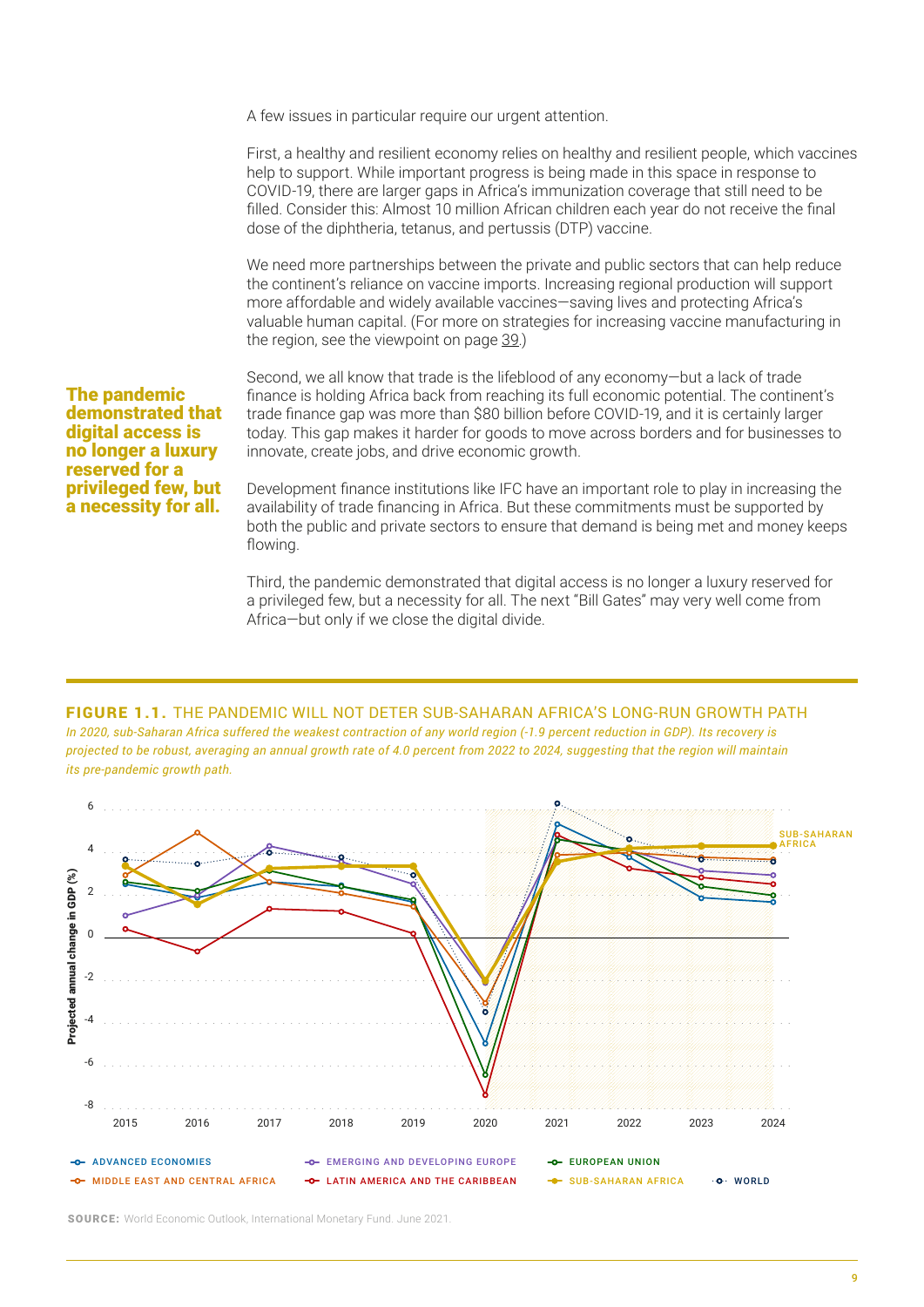A few issues in particular require our urgent attention.

First, a healthy and resilient economy relies on healthy and resilient people, which vaccines help to support. While important progress is being made in this space in response to COVID-19, there are larger gaps in Africa's immunization coverage that still need to be filled. Consider this: Almost 10 million African children each year do not receive the final dose of the diphtheria, tetanus, and pertussis (DTP) vaccine.

We need more partnerships between the private and public sectors that can help reduce the continent's reliance on vaccine imports. Increasing regional production will support more affordable and widely available vaccines—saving lives and protecting Africa's valuable human capital. (For more on strategies for increasing vaccine manufacturing in the region, see the viewpoint on page 39.)

**The pandemic demonstrated that digital access is no longer a luxury reserved for a privileged few, but a necessity for all.**

Second, we all know that trade is the lifeblood of any economy—but a lack of trade finance is holding Africa back from reaching its full economic potential. The continent's trade finance gap was more than $80 billion before COVID-19, and it is certainly larger today. This gap makes it harder for goods to move across borders and for businesses to innovate, create jobs, and drive economic growth.

Development finance institutions like IFC have an important role to play in increasing the availability of trade financing in Africa. But these commitments must be supported by both the public and private sectors to ensure that demand is being met and money keeps flowing.

Third, the pandemic demonstrated that digital access is no longer a luxury reserved for a privileged few, but a necessity for all. The next "Bill Gates" may very well come from Africa—but only if we close the digital divide.

**FIGURE 1.1.** THE PANDEMIC WILL NOT DETER SUB-SAHARAN AFRICA'S LONG-RUN GROWTH PATH

*In 2020, sub-Saharan Africa suffered the weakest contraction of any world region (-1.9 percent reduction in GDP). Its recovery is projected to be robust, averaging an annual growth rate of 4.0 percent from 2022 to 2024, suggesting that the region will maintain its pre-pandemic growth path.*

**SOURCE:** World Economic Outlook, International Monetary Fund. June 2021.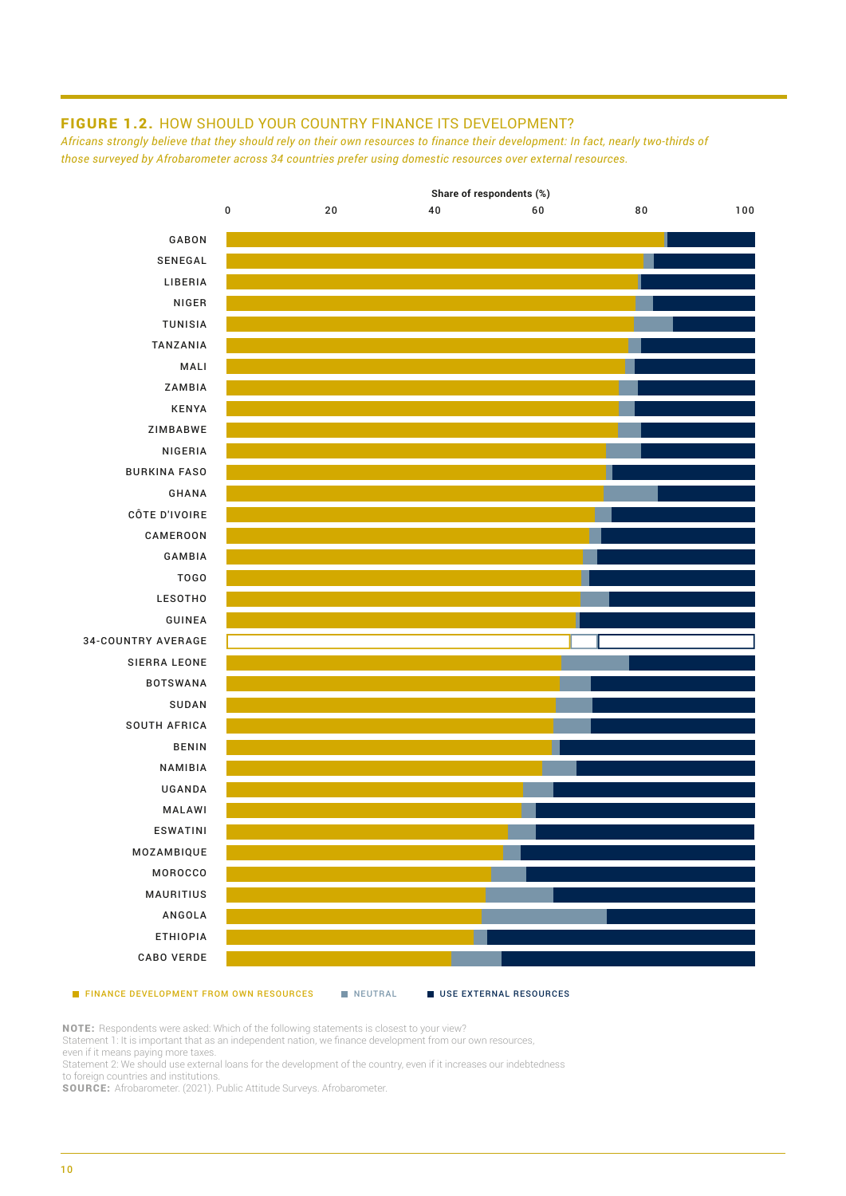**FIGURE 1.2.** HOW SHOULD YOUR COUNTRY FINANCE ITS DEVELOPMENT?

*Africans strongly believe that they should rely on their own resources to finance their development: In fact, nearly two-thirds of those surveyed by Afrobarometer across 34 countries prefer using domestic resources over external resources.*

Share of respondents (%)

Countries shown (top to bottom): Gabon, Senegal, Liberia, Niger, Tunisia, Tanzania, Mali, Zambia, Kenya, Zimbabwe, Nigeria, Burkina Faso, Ghana, Côte d'Ivoire, Cameroon, Gambia, Togo, Lesotho, Guinea, 34-Country Average, Sierra Leone, Botswana, Sudan, South Africa, Benin, Namibia, Uganda, Malawi, Eswatini, Mozambique, Morocco, Mauritius, Angola, Ethiopia, Cabo Verde

Legend: Finance development from own resources; Neutral; Use external resources

**NOTE:** Respondents were asked: Which of the following statements is closest to your view?
Statement 1: It is important that as an independent nation, we finance development from our own resources, even if it means paying more taxes.
Statement 2: We should use external loans for the development of the country, even if it increases our indebtedness to foreign countries and institutions.

**SOURCE:** Afrobarometer. (2021). Public Attitude Surveys. Afrobarometer.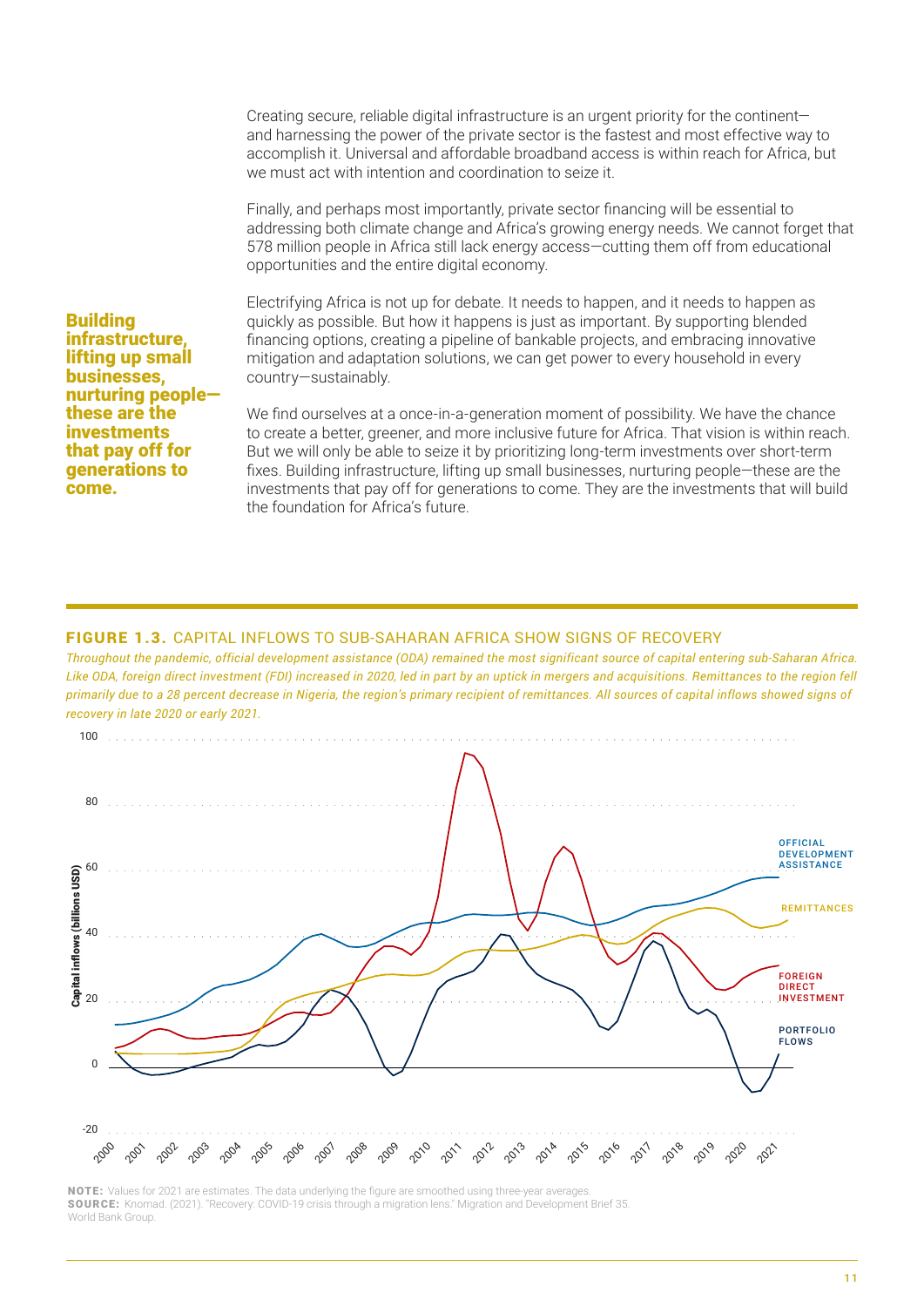Creating secure, reliable digital infrastructure is an urgent priority for the continent—and harnessing the power of the private sector is the fastest and most effective way to accomplish it. Universal and affordable broadband access is within reach for Africa, but we must act with intention and coordination to seize it.

Finally, and perhaps most importantly, private sector financing will be essential to addressing both climate change and Africa's growing energy needs. We cannot forget that 578 million people in Africa still lack energy access—cutting them off from educational opportunities and the entire digital economy.

**Building infrastructure, lifting up small businesses, nurturing people—these are the investments that pay off for generations to come.**

Electrifying Africa is not up for debate. It needs to happen, and it needs to happen as quickly as possible. But how it happens is just as important. By supporting blended financing options, creating a pipeline of bankable projects, and embracing innovative mitigation and adaptation solutions, we can get power to every household in every country—sustainably.

We find ourselves at a once-in-a-generation moment of possibility. We have the chance to create a better, greener, and more inclusive future for Africa. That vision is within reach. But we will only be able to seize it by prioritizing long-term investments over short-term fixes. Building infrastructure, lifting up small businesses, nurturing people—these are the investments that pay off for generations to come. They are the investments that will build the foundation for Africa's future.

**FIGURE 1.3.** CAPITAL INFLOWS TO SUB-SAHARAN AFRICA SHOW SIGNS OF RECOVERY

*Throughout the pandemic, official development assistance (ODA) remained the most significant source of capital entering sub-Saharan Africa. Like ODA, foreign direct investment (FDI) increased in 2020, led in part by an uptick in mergers and acquisitions. Remittances to the region fell primarily due to a 28 percent decrease in Nigeria, the region's primary recipient of remittances. All sources of capital inflows showed signs of recovery in late 2020 or early 2021.*

**NOTE:** Values for 2021 are estimates. The data underlying the figure are smoothed using three-year averages.
**SOURCE:** Knomad. (2021). "Recovery: COVID-19 crisis through a migration lens." Migration and Development Brief 35. World Bank Group.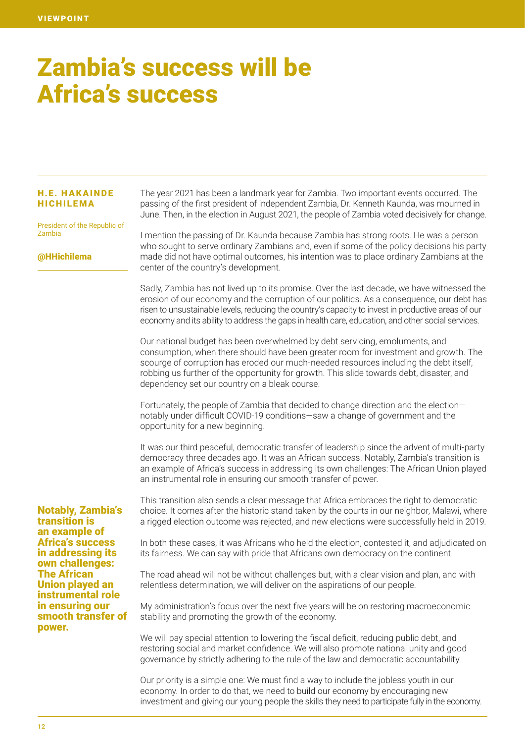# Zambia's success will be Africa's success

**H.E. HAKAINDE HICHILEMA**

President of the Republic of Zambia

@HHichilema

The year 2021 has been a landmark year for Zambia. Two important events occurred. The passing of the first president of independent Zambia, Dr. Kenneth Kaunda, was mourned in June. Then, in the election in August 2021, the people of Zambia voted decisively for change.

I mention the passing of Dr. Kaunda because Zambia has strong roots. He was a person who sought to serve ordinary Zambians and, even if some of the policy decisions his party made did not have optimal outcomes, his intention was to place ordinary Zambians at the center of the country's development.

Sadly, Zambia has not lived up to its promise. Over the last decade, we have witnessed the erosion of our economy and the corruption of our politics. As a consequence, our debt has risen to unsustainable levels, reducing the country's capacity to invest in productive areas of our economy and its ability to address the gaps in health care, education, and other social services.

Our national budget has been overwhelmed by debt servicing, emoluments, and consumption, when there should have been greater room for investment and growth. The scourge of corruption has eroded our much-needed resources including the debt itself, robbing us further of the opportunity for growth. This slide towards debt, disaster, and dependency set our country on a bleak course.

Fortunately, the people of Zambia that decided to change direction and the election—notably under difficult COVID-19 conditions—saw a change of government and the opportunity for a new beginning.

It was our third peaceful, democratic transfer of leadership since the advent of multi-party democracy three decades ago. It was an African success. Notably, Zambia's transition is an example of Africa's success in addressing its own challenges: The African Union played an instrumental role in ensuring our smooth transfer of power.

**Notably, Zambia's transition is an example of Africa's success in addressing its own challenges: The African Union played an instrumental role in ensuring our smooth transfer of power.**

This transition also sends a clear message that Africa embraces the right to democratic choice. It comes after the historic stand taken by the courts in our neighbor, Malawi, where a rigged election outcome was rejected, and new elections were successfully held in 2019.

In both these cases, it was Africans who held the election, contested it, and adjudicated on its fairness. We can say with pride that Africans own democracy on the continent.

The road ahead will not be without challenges but, with a clear vision and plan, and with relentless determination, we will deliver on the aspirations of our people.

My administration's focus over the next five years will be on restoring macroeconomic stability and promoting the growth of the economy.

We will pay special attention to lowering the fiscal deficit, reducing public debt, and restoring social and market confidence. We will also promote national unity and good governance by strictly adhering to the rule of the law and democratic accountability.

Our priority is a simple one: We must find a way to include the jobless youth in our economy. In order to do that, we need to build our economy by encouraging new investment and giving our young people the skills they need to participate fully in the economy.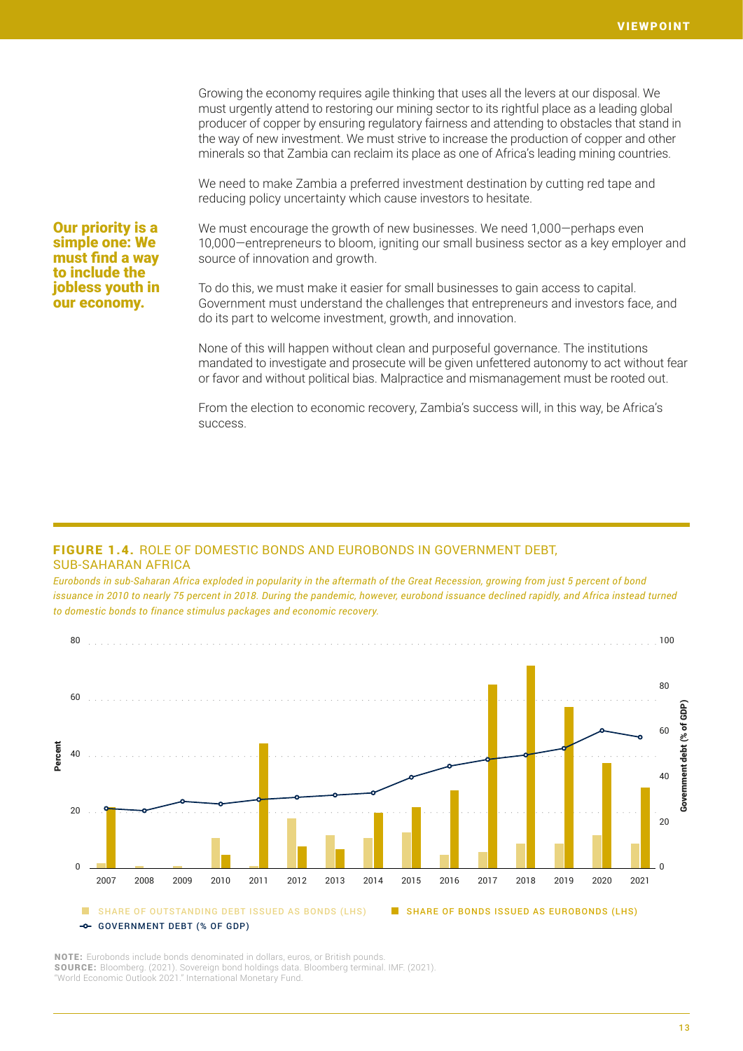Growing the economy requires agile thinking that uses all the levers at our disposal. We must urgently attend to restoring our mining sector to its rightful place as a leading global producer of copper by ensuring regulatory fairness and attending to obstacles that stand in the way of new investment. We must strive to increase the production of copper and other minerals so that Zambia can reclaim its place as one of Africa's leading mining countries.

We need to make Zambia a preferred investment destination by cutting red tape and reducing policy uncertainty which cause investors to hesitate.

**Our priority is a simple one: We must find a way to include the jobless youth in our economy.**

We must encourage the growth of new businesses. We need 1,000—perhaps even 10,000—entrepreneurs to bloom, igniting our small business sector as a key employer and source of innovation and growth.

To do this, we must make it easier for small businesses to gain access to capital. Government must understand the challenges that entrepreneurs and investors face, and do its part to welcome investment, growth, and innovation.

None of this will happen without clean and purposeful governance. The institutions mandated to investigate and prosecute will be given unfettered autonomy to act without fear or favor and without political bias. Malpractice and mismanagement must be rooted out.

From the election to economic recovery, Zambia's success will, in this way, be Africa's success.

**FIGURE 1.4.** ROLE OF DOMESTIC BONDS AND EUROBONDS IN GOVERNMENT DEBT, SUB-SAHARAN AFRICA

*Eurobonds in sub-Saharan Africa exploded in popularity in the aftermath of the Great Recession, growing from just 5 percent of bond issuance in 2010 to nearly 75 percent in 2018. During the pandemic, however, eurobond issuance declined rapidly, and Africa instead turned to domestic bonds to finance stimulus packages and economic recovery.*

SHARE OF OUTSTANDING DEBT ISSUED AS BONDS (LHS) | SHARE OF BONDS ISSUED AS EUROBONDS (LHS) | GOVERNMENT DEBT (% OF GDP)

**NOTE:** Eurobonds include bonds denominated in dollars, euros, or British pounds.
**SOURCE:** Bloomberg. (2021). Sovereign bond holdings data. Bloomberg terminal. IMF. (2021). "World Economic Outlook 2021." International Monetary Fund.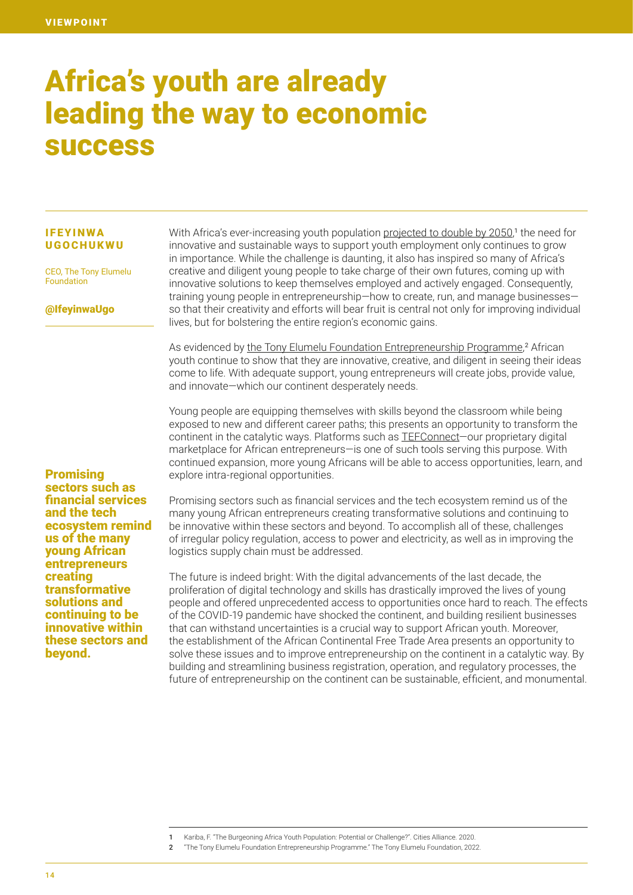VIEWPOINT

# Africa's youth are already leading the way to economic success

**IFEYINWA UGOCHUKWU**

CEO, The Tony Elumelu Foundation

**@IfeyinwaUgo**

With Africa's ever-increasing youth population projected to double by 2050,[1] the need for innovative and sustainable ways to support youth employment only continues to grow in importance. While the challenge is daunting, it also has inspired so many of Africa's creative and diligent young people to take charge of their own futures, coming up with innovative solutions to keep themselves employed and actively engaged. Consequently, training young people in entrepreneurship—how to create, run, and manage businesses—so that their creativity and efforts will bear fruit is central not only for improving individual lives, but for bolstering the entire region's economic gains.

As evidenced by the Tony Elumelu Foundation Entrepreneurship Programme,[2] African youth continue to show that they are innovative, creative, and diligent in seeing their ideas come to life. With adequate support, young entrepreneurs will create jobs, provide value, and innovate—which our continent desperately needs.

Young people are equipping themselves with skills beyond the classroom while being exposed to new and different career paths; this presents an opportunity to transform the continent in the catalytic ways. Platforms such as TEFConnect—our proprietary digital marketplace for African entrepreneurs—is one of such tools serving this purpose. With continued expansion, more young Africans will be able to access opportunities, learn, and explore intra-regional opportunities.

**Promising sectors such as financial services and the tech ecosystem remind us of the many young African entrepreneurs creating transformative solutions and continuing to be innovative within these sectors and beyond.**

Promising sectors such as financial services and the tech ecosystem remind us of the many young African entrepreneurs creating transformative solutions and continuing to be innovative within these sectors and beyond. To accomplish all of these, challenges of irregular policy regulation, access to power and electricity, as well as in improving the logistics supply chain must be addressed.

The future is indeed bright: With the digital advancements of the last decade, the proliferation of digital technology and skills has drastically improved the lives of young people and offered unprecedented access to opportunities once hard to reach. The effects of the COVID-19 pandemic have shocked the continent, and building resilient businesses that can withstand uncertainties is a crucial way to support African youth. Moreover, the establishment of the African Continental Free Trade Area presents an opportunity to solve these issues and to improve entrepreneurship on the continent in a catalytic way. By building and streamlining business registration, operation, and regulatory processes, the future of entrepreneurship on the continent can be sustainable, efficient, and monumental.

1 Kariba, F. "The Burgeoning Africa Youth Population: Potential or Challenge?". Cities Alliance. 2020.

2 "The Tony Elumelu Foundation Entrepreneurship Programme." The Tony Elumelu Foundation, 2022.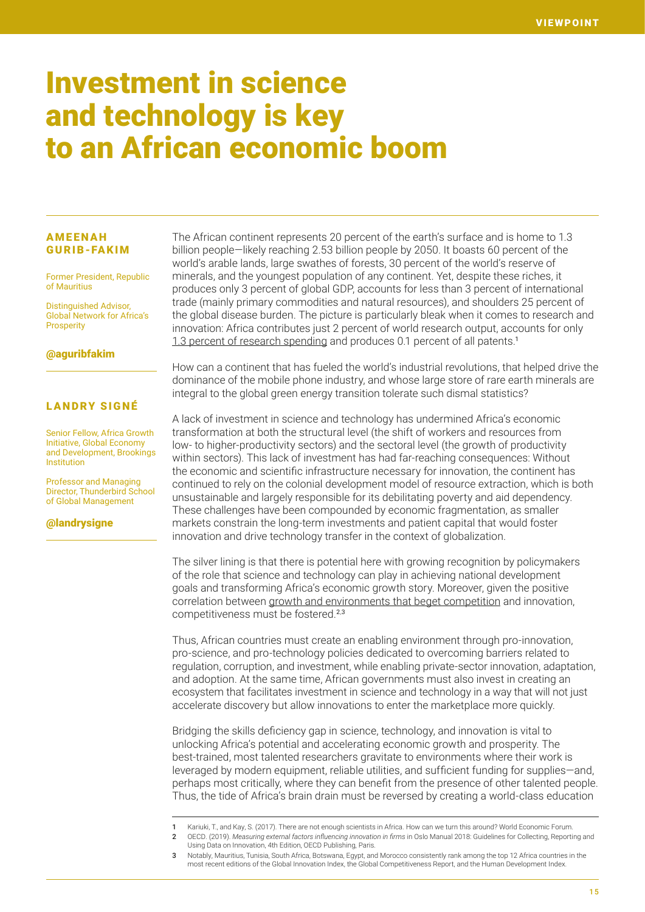# Investment in science and technology is key to an African economic boom

**AMEENAH GURIB-FAKIM**

Former President, Republic of Mauritius

Distinguished Advisor, Global Network for Africa's Prosperity

@aguribfakim

**LANDRY SIGNÉ**

Senior Fellow, Africa Growth Initiative, Global Economy and Development, Brookings Institution

Professor and Managing Director, Thunderbird School of Global Management

@landrysigne

The African continent represents 20 percent of the earth's surface and is home to 1.3 billion people—likely reaching 2.53 billion people by 2050. It boasts 60 percent of the world's arable lands, large swathes of forests, 30 percent of the world's reserve of minerals, and the youngest population of any continent. Yet, despite these riches, it produces only 3 percent of global GDP, accounts for less than 3 percent of international trade (mainly primary commodities and natural resources), and shoulders 25 percent of the global disease burden. The picture is particularly bleak when it comes to research and innovation: Africa contributes just 2 percent of world research output, accounts for only 1.3 percent of research spending and produces 0.1 percent of all patents.[1]

How can a continent that has fueled the world's industrial revolutions, that helped drive the dominance of the mobile phone industry, and whose large store of rare earth minerals are integral to the global green energy transition tolerate such dismal statistics?

A lack of investment in science and technology has undermined Africa's economic transformation at both the structural level (the shift of workers and resources from low- to higher-productivity sectors) and the sectoral level (the growth of productivity within sectors). This lack of investment has had far-reaching consequences: Without the economic and scientific infrastructure necessary for innovation, the continent has continued to rely on the colonial development model of resource extraction, which is both unsustainable and largely responsible for its debilitating poverty and aid dependency. These challenges have been compounded by economic fragmentation, as smaller markets constrain the long-term investments and patient capital that would foster innovation and drive technology transfer in the context of globalization.

The silver lining is that there is potential here with growing recognition by policymakers of the role that science and technology can play in achieving national development goals and transforming Africa's economic growth story. Moreover, given the positive correlation between growth and environments that beget competition and innovation, competitiveness must be fostered.[2,3]

Thus, African countries must create an enabling environment through pro-innovation, pro-science, and pro-technology policies dedicated to overcoming barriers related to regulation, corruption, and investment, while enabling private-sector innovation, adaptation, and adoption. At the same time, African governments must also invest in creating an ecosystem that facilitates investment in science and technology in a way that will not just accelerate discovery but allow innovations to enter the marketplace more quickly.

Bridging the skills deficiency gap in science, technology, and innovation is vital to unlocking Africa's potential and accelerating economic growth and prosperity. The best-trained, most talented researchers gravitate to environments where their work is leveraged by modern equipment, reliable utilities, and sufficient funding for supplies—and, perhaps most critically, where they can benefit from the presence of other talented people. Thus, the tide of Africa's brain drain must be reversed by creating a world-class education

1 Kariuki, T., and Kay, S. (2017). There are not enough scientists in Africa. How can we turn this around? World Economic Forum.

2 OECD. (2019). *Measuring external factors influencing innovation in firms* in Oslo Manual 2018: Guidelines for Collecting, Reporting and Using Data on Innovation, 4th Edition, OECD Publishing, Paris.

3 Notably, Mauritius, Tunisia, South Africa, Botswana, Egypt, and Morocco consistently rank among the top 12 Africa countries in the most recent editions of the Global Innovation Index, the Global Competitiveness Report, and the Human Development Index.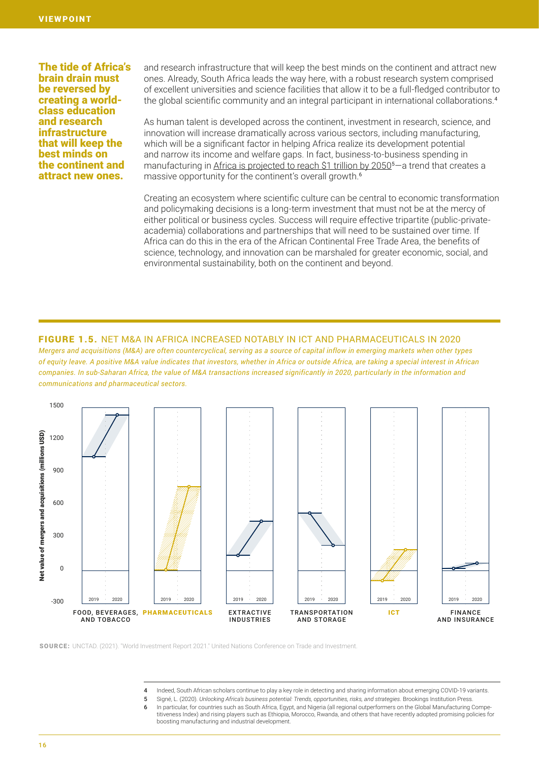**The tide of Africa's brain drain must be reversed by creating a world-class education and research infrastructure that will keep the best minds on the continent and attract new ones.**

and research infrastructure that will keep the best minds on the continent and attract new ones. Already, South Africa leads the way here, with a robust research system comprised of excellent universities and science facilities that allow it to be a full-fledged contributor to the global scientific community and an integral participant in international collaborations.[4]

As human talent is developed across the continent, investment in research, science, and innovation will increase dramatically across various sectors, including manufacturing, which will be a significant factor in helping Africa realize its development potential and narrow its income and welfare gaps. In fact, business-to-business spending in manufacturing in Africa is projected to reach $1 trillion by 2050[5]—a trend that creates a massive opportunity for the continent's overall growth.[6]

Creating an ecosystem where scientific culture can be central to economic transformation and policymaking decisions is a long-term investment that must not be at the mercy of either political or business cycles. Success will require effective tripartite (public-private-academia) collaborations and partnerships that will need to be sustained over time. If Africa can do this in the era of the African Continental Free Trade Area, the benefits of science, technology, and innovation can be marshaled for greater economic, social, and environmental sustainability, both on the continent and beyond.

**FIGURE 1.5.** NET M&A IN AFRICA INCREASED NOTABLY IN ICT AND PHARMACEUTICALS IN 2020

*Mergers and acquisitions (M&A) are often countercyclical, serving as a source of capital inflow in emerging markets when other types of equity leave. A positive M&A value indicates that investors, whether in Africa or outside Africa, are taking a special interest in African companies. In sub-Saharan Africa, the value of M&A transactions increased significantly in 2020, particularly in the information and communications and pharmaceutical sectors.*

Net value of mergers and acquisitions (millions USD), 2019 and 2020: Food, beverages, and tobacco; Pharmaceuticals; Extractive industries; Transportation and storage; ICT; Finance and insurance.

**SOURCE:** UNCTAD. (2021). "World Investment Report 2021." United Nations Conference on Trade and Investment.

4 Indeed, South African scholars continue to play a key role in detecting and sharing information about emerging COVID-19 variants.

5 Signé, L. (2020). *Unlocking Africa's business potential: Trends, opportunities, risks, and strategies*. Brookings Institution Press.

6 In particular, for countries such as South Africa, Egypt, and Nigeria (all regional outperformers on the Global Manufacturing Competitiveness Index) and rising players such as Ethiopia, Morocco, Rwanda, and others that have recently adopted promising policies for boosting manufacturing and industrial development.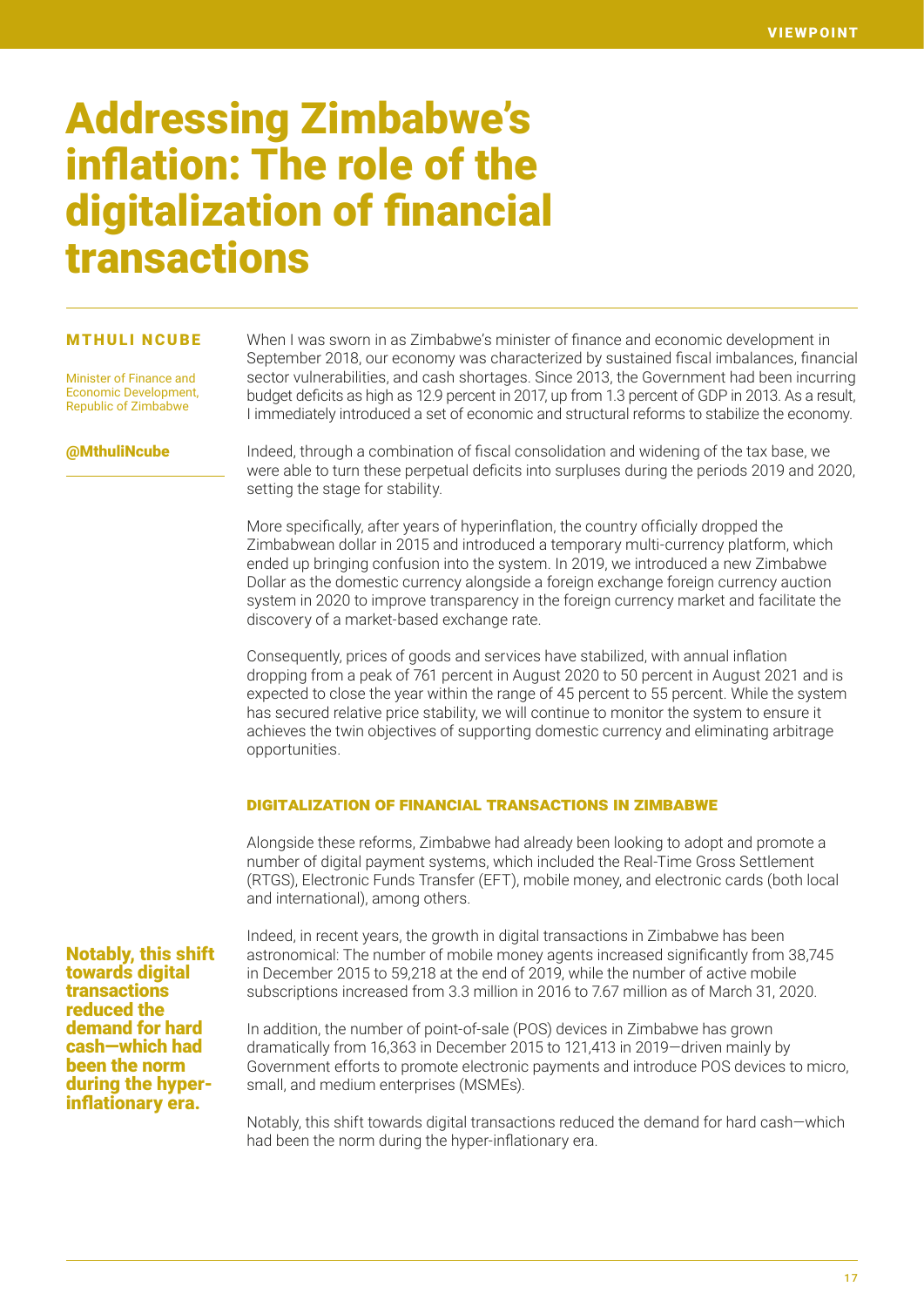# Addressing Zimbabwe's inflation: The role of the digitalization of financial transactions

**MTHULI NCUBE**

Minister of Finance and Economic Development, Republic of Zimbabwe

@MthuliNcube

When I was sworn in as Zimbabwe's minister of finance and economic development in September 2018, our economy was characterized by sustained fiscal imbalances, financial sector vulnerabilities, and cash shortages. Since 2013, the Government had been incurring budget deficits as high as 12.9 percent in 2017, up from 1.3 percent of GDP in 2013. As a result, I immediately introduced a set of economic and structural reforms to stabilize the economy.

Indeed, through a combination of fiscal consolidation and widening of the tax base, we were able to turn these perpetual deficits into surpluses during the periods 2019 and 2020, setting the stage for stability.

More specifically, after years of hyperinflation, the country officially dropped the Zimbabwean dollar in 2015 and introduced a temporary multi-currency platform, which ended up bringing confusion into the system. In 2019, we introduced a new Zimbabwe Dollar as the domestic currency alongside a foreign exchange foreign currency auction system in 2020 to improve transparency in the foreign currency market and facilitate the discovery of a market-based exchange rate.

Consequently, prices of goods and services have stabilized, with annual inflation dropping from a peak of 761 percent in August 2020 to 50 percent in August 2021 and is expected to close the year within the range of 45 percent to 55 percent. While the system has secured relative price stability, we will continue to monitor the system to ensure it achieves the twin objectives of supporting domestic currency and eliminating arbitrage opportunities.

## DIGITALIZATION OF FINANCIAL TRANSACTIONS IN ZIMBABWE

Alongside these reforms, Zimbabwe had already been looking to adopt and promote a number of digital payment systems, which included the Real-Time Gross Settlement (RTGS), Electronic Funds Transfer (EFT), mobile money, and electronic cards (both local and international), among others.

Indeed, in recent years, the growth in digital transactions in Zimbabwe has been astronomical: The number of mobile money agents increased significantly from 38,745 in December 2015 to 59,218 at the end of 2019, while the number of active mobile subscriptions increased from 3.3 million in 2016 to 7.67 million as of March 31, 2020.

In addition, the number of point-of-sale (POS) devices in Zimbabwe has grown dramatically from 16,363 in December 2015 to 121,413 in 2019—driven mainly by Government efforts to promote electronic payments and introduce POS devices to micro, small, and medium enterprises (MSMEs).

Notably, this shift towards digital transactions reduced the demand for hard cash—which had been the norm during the hyper-inflationary era.

**Notably, this shift towards digital transactions reduced the demand for hard cash—which had been the norm during the hyper-inflationary era.**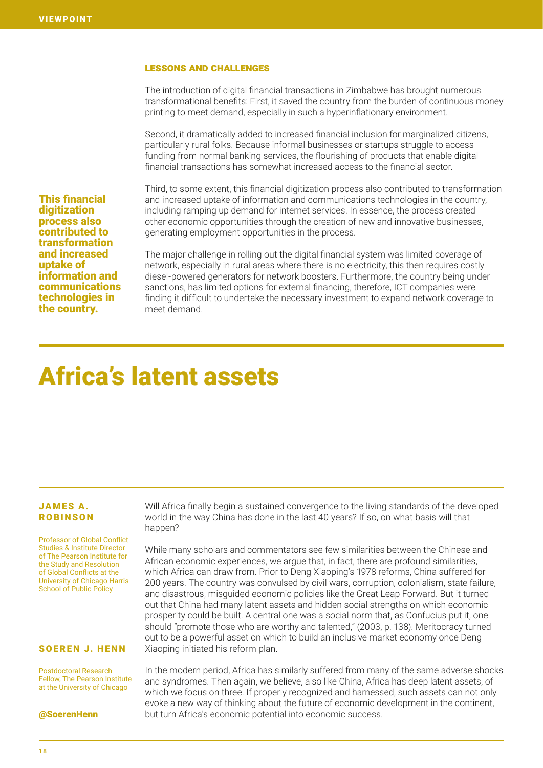### LESSONS AND CHALLENGES

The introduction of digital financial transactions in Zimbabwe has brought numerous transformational benefits: First, it saved the country from the burden of continuous money printing to meet demand, especially in such a hyperinflationary environment.

Second, it dramatically added to increased financial inclusion for marginalized citizens, particularly rural folks. Because informal businesses or startups struggle to access funding from normal banking services, the flourishing of products that enable digital financial transactions has somewhat increased access to the financial sector.

**This financial digitization process also contributed to transformation and increased uptake of information and communications technologies in the country.**

Third, to some extent, this financial digitization process also contributed to transformation and increased uptake of information and communications technologies in the country, including ramping up demand for internet services. In essence, the process created other economic opportunities through the creation of new and innovative businesses, generating employment opportunities in the process.

The major challenge in rolling out the digital financial system was limited coverage of network, especially in rural areas where there is no electricity, this then requires costly diesel-powered generators for network boosters. Furthermore, the country being under sanctions, has limited options for external financing, therefore, ICT companies were finding it difficult to undertake the necessary investment to expand network coverage to meet demand.

# Africa's latent assets

**JAMES A. ROBINSON**

Professor of Global Conflict Studies & Institute Director of The Pearson Institute for the Study and Resolution of Global Conflicts at the University of Chicago Harris School of Public Policy

**SOEREN J. HENN**

Postdoctoral Research Fellow, The Pearson Institute at the University of Chicago

@SoerenHenn

Will Africa finally begin a sustained convergence to the living standards of the developed world in the way China has done in the last 40 years? If so, on what basis will that happen?

While many scholars and commentators see few similarities between the Chinese and African economic experiences, we argue that, in fact, there are profound similarities, which Africa can draw from. Prior to Deng Xiaoping's 1978 reforms, China suffered for 200 years. The country was convulsed by civil wars, corruption, colonialism, state failure, and disastrous, misguided economic policies like the Great Leap Forward. But it turned out that China had many latent assets and hidden social strengths on which economic prosperity could be built. A central one was a social norm that, as Confucius put it, one should "promote those who are worthy and talented," (2003, p. 138). Meritocracy turned out to be a powerful asset on which to build an inclusive market economy once Deng Xiaoping initiated his reform plan.

In the modern period, Africa has similarly suffered from many of the same adverse shocks and syndromes. Then again, we believe, also like China, Africa has deep latent assets, of which we focus on three. If properly recognized and harnessed, such assets can not only evoke a new way of thinking about the future of economic development in the continent, but turn Africa's economic potential into economic success.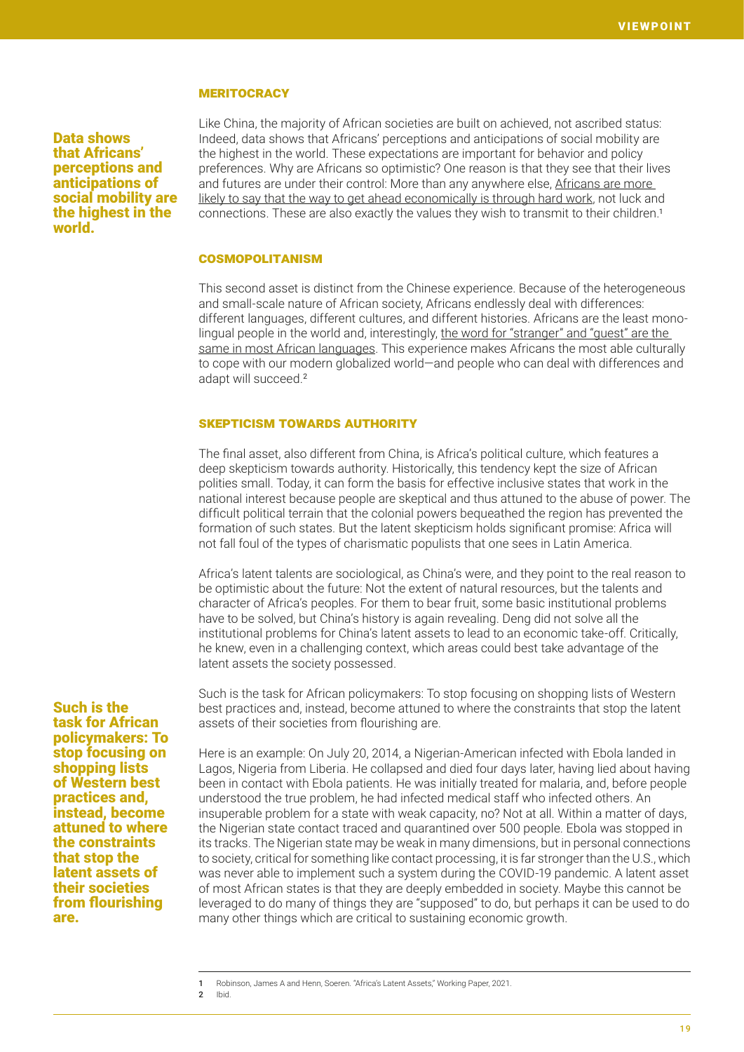### MERITOCRACY

Like China, the majority of African societies are built on achieved, not ascribed status: Indeed, data shows that Africans' perceptions and anticipations of social mobility are the highest in the world. These expectations are important for behavior and policy preferences. Why are Africans so optimistic? One reason is that they see that their lives and futures are under their control: More than any anywhere else, Africans are more likely to say that the way to get ahead economically is through hard work, not luck and connections. These are also exactly the values they wish to transmit to their children.[1]

**Data shows that Africans' perceptions and anticipations of social mobility are the highest in the world.**

### COSMOPOLITANISM

This second asset is distinct from the Chinese experience. Because of the heterogeneous and small-scale nature of African society, Africans endlessly deal with differences: different languages, different cultures, and different histories. Africans are the least monolingual people in the world and, interestingly, the word for "stranger" and "guest" are the same in most African languages. This experience makes Africans the most able culturally to cope with our modern globalized world—and people who can deal with differences and adapt will succeed.[2]

### SKEPTICISM TOWARDS AUTHORITY

The final asset, also different from China, is Africa's political culture, which features a deep skepticism towards authority. Historically, this tendency kept the size of African polities small. Today, it can form the basis for effective inclusive states that work in the national interest because people are skeptical and thus attuned to the abuse of power. The difficult political terrain that the colonial powers bequeathed the region has prevented the formation of such states. But the latent skepticism holds significant promise: Africa will not fall foul of the types of charismatic populists that one sees in Latin America.

Africa's latent talents are sociological, as China's were, and they point to the real reason to be optimistic about the future: Not the extent of natural resources, but the talents and character of Africa's peoples. For them to bear fruit, some basic institutional problems have to be solved, but China's history is again revealing. Deng did not solve all the institutional problems for China's latent assets to lead to an economic take-off. Critically, he knew, even in a challenging context, which areas could best take advantage of the latent assets the society possessed.

Such is the task for African policymakers: To stop focusing on shopping lists of Western best practices and, instead, become attuned to where the constraints that stop the latent assets of their societies from flourishing are.

**Such is the task for African policymakers: To stop focusing on shopping lists of Western best practices and, instead, become attuned to where the constraints that stop the latent assets of their societies from flourishing are.**

Here is an example: On July 20, 2014, a Nigerian-American infected with Ebola landed in Lagos, Nigeria from Liberia. He collapsed and died four days later, having lied about having been in contact with Ebola patients. He was initially treated for malaria, and, before people understood the true problem, he had infected medical staff who infected others. An insuperable problem for a state with weak capacity, no? Not at all. Within a matter of days, the Nigerian state contact traced and quarantined over 500 people. Ebola was stopped in its tracks. The Nigerian state may be weak in many dimensions, but in personal connections to society, critical for something like contact processing, it is far stronger than the U.S., which was never able to implement such a system during the COVID-19 pandemic. A latent asset of most African states is that they are deeply embedded in society. Maybe this cannot be leveraged to do many of things they are "supposed" to do, but perhaps it can be used to do many other things which are critical to sustaining economic growth.

---

1 Robinson, James A and Henn, Soeren. "Africa's Latent Assets," Working Paper, 2021.

2 Ibid.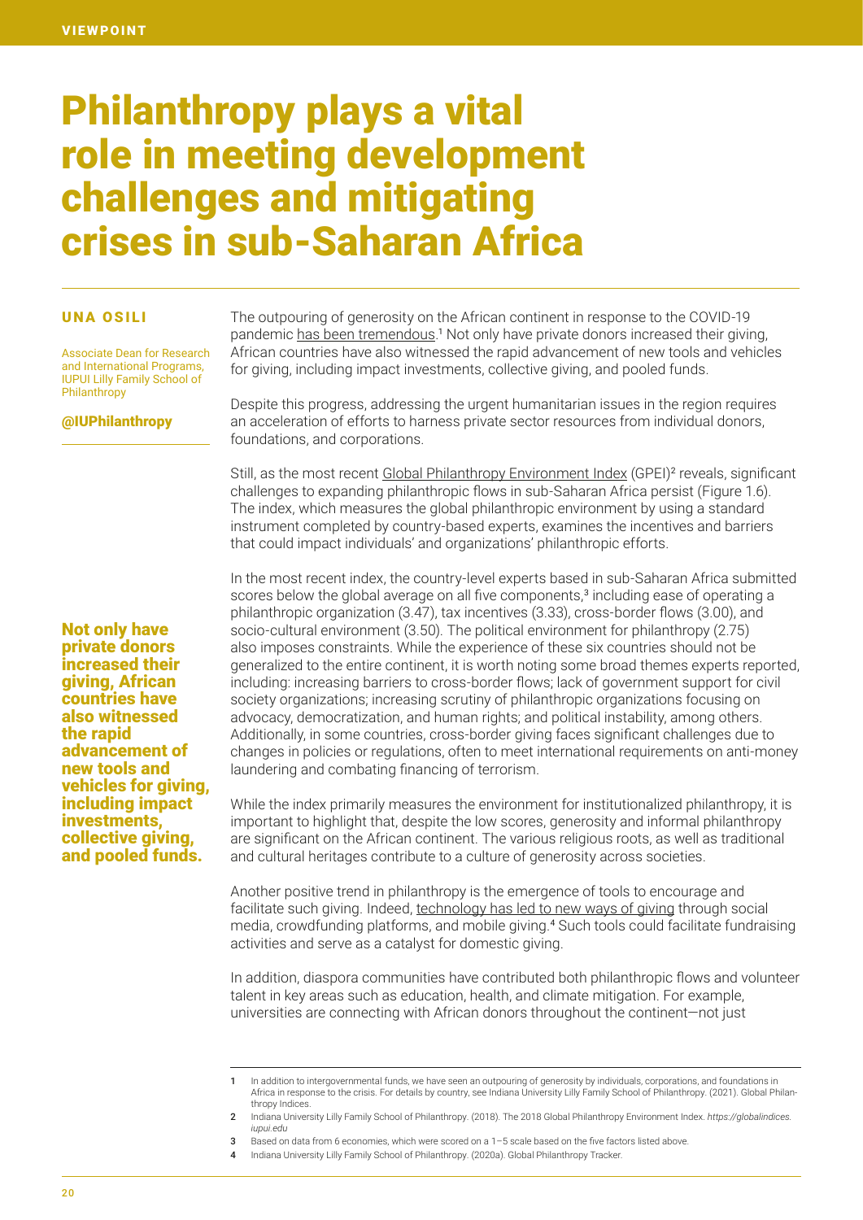VIEWPOINT

# Philanthropy plays a vital role in meeting development challenges and mitigating crises in sub-Saharan Africa

**UNA OSILI**

Associate Dean for Research and International Programs, IUPUI Lilly Family School of Philanthropy

**@IUPhilanthropy**

The outpouring of generosity on the African continent in response to the COVID-19 pandemic has been tremendous.[1] Not only have private donors increased their giving, African countries have also witnessed the rapid advancement of new tools and vehicles for giving, including impact investments, collective giving, and pooled funds.

Despite this progress, addressing the urgent humanitarian issues in the region requires an acceleration of efforts to harness private sector resources from individual donors, foundations, and corporations.

Still, as the most recent Global Philanthropy Environment Index (GPEI)[2] reveals, significant challenges to expanding philanthropic flows in sub-Saharan Africa persist (Figure 1.6). The index, which measures the global philanthropic environment by using a standard instrument completed by country-based experts, examines the incentives and barriers that could impact individuals' and organizations' philanthropic efforts.

In the most recent index, the country-level experts based in sub-Saharan Africa submitted scores below the global average on all five components,[3] including ease of operating a philanthropic organization (3.47), tax incentives (3.33), cross-border flows (3.00), and socio-cultural environment (3.50). The political environment for philanthropy (2.75) also imposes constraints. While the experience of these six countries should not be generalized to the entire continent, it is worth noting some broad themes experts reported, including: increasing barriers to cross-border flows; lack of government support for civil society organizations; increasing scrutiny of philanthropic organizations focusing on advocacy, democratization, and human rights; and political instability, among others. Additionally, in some countries, cross-border giving faces significant challenges due to changes in policies or regulations, often to meet international requirements on anti-money laundering and combating financing of terrorism.

**Not only have private donors increased their giving, African countries have also witnessed the rapid advancement of new tools and vehicles for giving, including impact investments, collective giving, and pooled funds.**

While the index primarily measures the environment for institutionalized philanthropy, it is important to highlight that, despite the low scores, generosity and informal philanthropy are significant on the African continent. The various religious roots, as well as traditional and cultural heritages contribute to a culture of generosity across societies.

Another positive trend in philanthropy is the emergence of tools to encourage and facilitate such giving. Indeed, technology has led to new ways of giving through social media, crowdfunding platforms, and mobile giving.[4] Such tools could facilitate fundraising activities and serve as a catalyst for domestic giving.

In addition, diaspora communities have contributed both philanthropic flows and volunteer talent in key areas such as education, health, and climate mitigation. For example, universities are connecting with African donors throughout the continent—not just

---

1 In addition to intergovernmental funds, we have seen an outpouring of generosity by individuals, corporations, and foundations in Africa in response to the crisis. For details by country, see Indiana University Lilly Family School of Philanthropy. (2021). Global Philanthropy Indices.

2 Indiana University Lilly Family School of Philanthropy. (2018). The 2018 Global Philanthropy Environment Index. *https://globalindices.iupui.edu*

3 Based on data from 6 economies, which were scored on a 1–5 scale based on the five factors listed above.

4 Indiana University Lilly Family School of Philanthropy. (2020a). Global Philanthropy Tracker.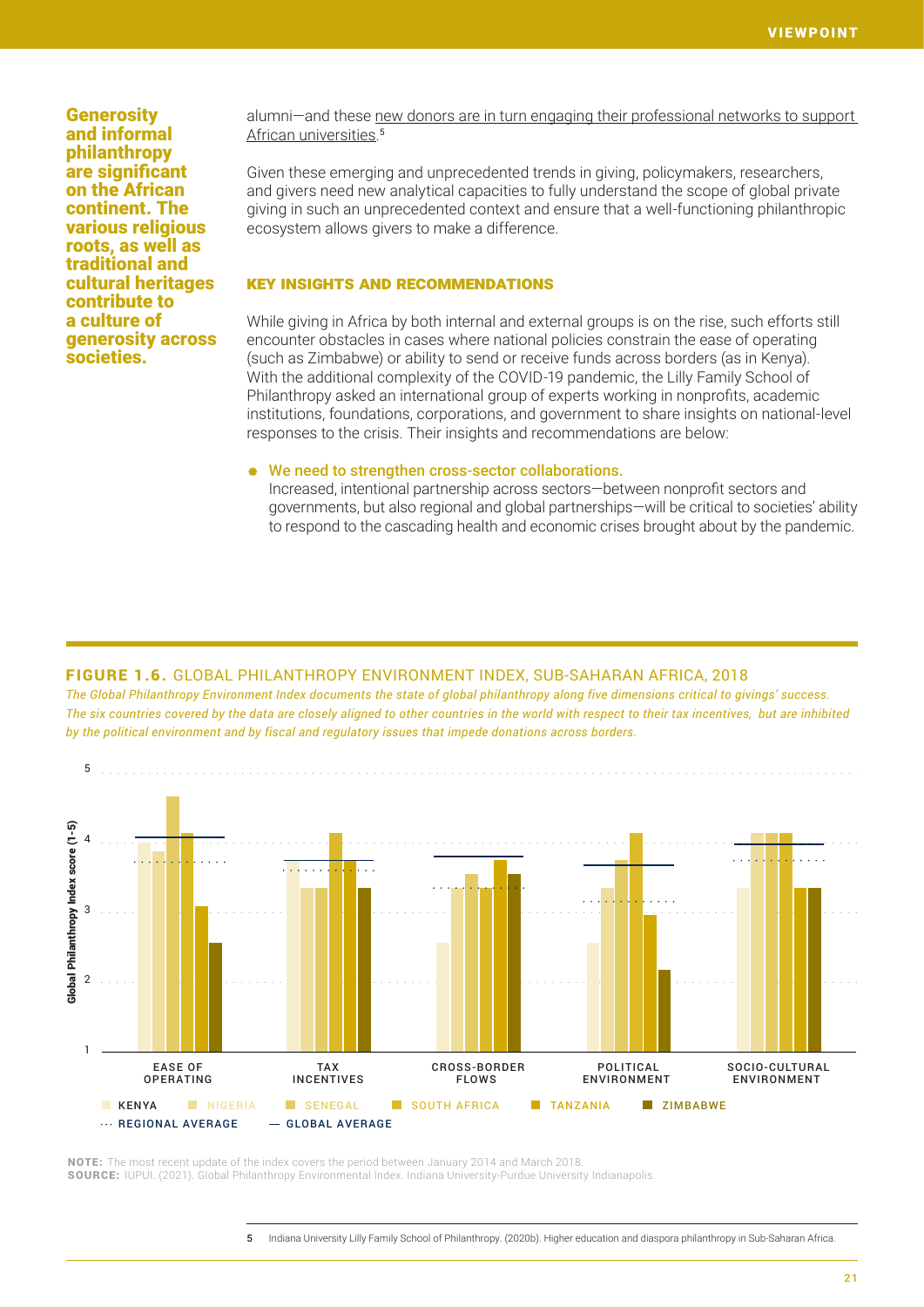**Generosity and informal philanthropy are significant on the African continent. The various religious roots, as well as traditional and cultural heritages contribute to a culture of generosity across societies.**

alumni—and these new donors are in turn engaging their professional networks to support African universities.[5]

Given these emerging and unprecedented trends in giving, policymakers, researchers, and givers need new analytical capacities to fully understand the scope of global private giving in such an unprecedented context and ensure that a well-functioning philanthropic ecosystem allows givers to make a difference.

### KEY INSIGHTS AND RECOMMENDATIONS

While giving in Africa by both internal and external groups is on the rise, such efforts still encounter obstacles in cases where national policies constrain the ease of operating (such as Zimbabwe) or ability to send or receive funds across borders (as in Kenya). With the additional complexity of the COVID-19 pandemic, the Lilly Family School of Philanthropy asked an international group of experts working in nonprofits, academic institutions, foundations, corporations, and government to share insights on national-level responses to the crisis. Their insights and recommendations are below:

- **We need to strengthen cross-sector collaborations.**
  Increased, intentional partnership across sectors—between nonprofit sectors and governments, but also regional and global partnerships—will be critical to societies' ability to respond to the cascading health and economic crises brought about by the pandemic.

**FIGURE 1.6.** GLOBAL PHILANTHROPY ENVIRONMENT INDEX, SUB-SAHARAN AFRICA, 2018

*The Global Philanthropy Environment Index documents the state of global philanthropy along five dimensions critical to givings' success. The six countries covered by the data are closely aligned to other countries in the world with respect to their tax incentives, but are inhibited by the political environment and by fiscal and regulatory issues that impede donations across borders.*

Global Philanthropy Index score (1-5)

| | Kenya | Nigeria | Senegal | South Africa | Tanzania | Zimbabwe |
|---|---|---|---|---|---|---|
| Ease of Operating | 4.0 | 3.9 | 4.7 | 4.1 | 3.1 | 2.6 |
| Tax Incentives | 3.8 | 3.3 | 3.3 | 4.1 | 3.8 | 3.3 |
| Cross-Border Flows | 2.6 | 3.3 | 3.6 | 3.3 | 3.8 | 3.6 |
| Political Environment | 2.6 | 3.3 | 3.8 | 4.1 | 3.0 | 2.2 |
| Socio-Cultural Environment | 3.3 | 4.1 | 4.1 | 4.1 | 3.3 | 3.3 |

··· REGIONAL AVERAGE — GLOBAL AVERAGE

**NOTE:** The most recent update of the index covers the period between January 2014 and March 2018.
**SOURCE:** IUPUI. (2021). Global Philanthropy Environmental Index. Indiana University-Purdue University Indianapolis.

5 Indiana University Lilly Family School of Philanthropy. (2020b). Higher education and diaspora philanthropy in Sub-Saharan Africa.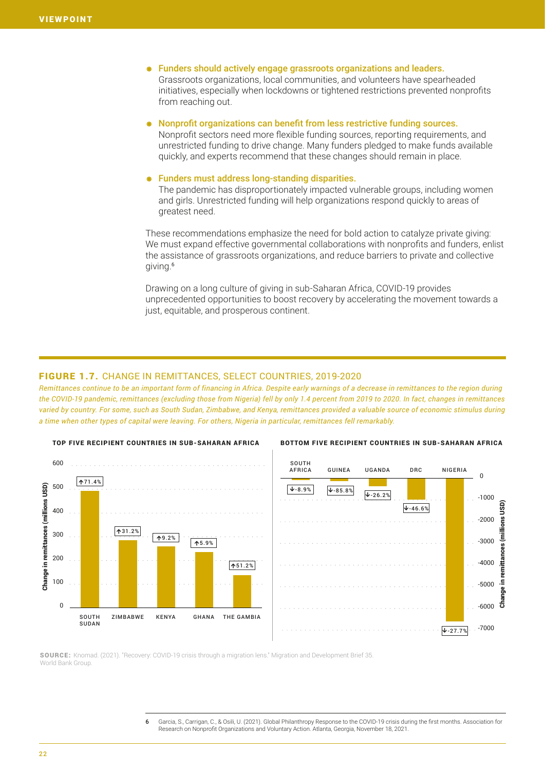- **Funders should actively engage grassroots organizations and leaders.** Grassroots organizations, local communities, and volunteers have spearheaded initiatives, especially when lockdowns or tightened restrictions prevented nonprofits from reaching out.
- **Nonprofit organizations can benefit from less restrictive funding sources.** Nonprofit sectors need more flexible funding sources, reporting requirements, and unrestricted funding to drive change. Many funders pledged to make funds available quickly, and experts recommend that these changes should remain in place.
- **Funders must address long-standing disparities.** The pandemic has disproportionately impacted vulnerable groups, including women and girls. Unrestricted funding will help organizations respond quickly to areas of greatest need.

These recommendations emphasize the need for bold action to catalyze private giving: We must expand effective governmental collaborations with nonprofits and funders, enlist the assistance of grassroots organizations, and reduce barriers to private and collective giving.[6]

Drawing on a long culture of giving in sub-Saharan Africa, COVID-19 provides unprecedented opportunities to boost recovery by accelerating the movement towards a just, equitable, and prosperous continent.

## FIGURE 1.7. CHANGE IN REMITTANCES, SELECT COUNTRIES, 2019-2020

*Remittances continue to be an important form of financing in Africa. Despite early warnings of a decrease in remittances to the region during the COVID-19 pandemic, remittances (excluding those from Nigeria) fell by only 1.4 percent from 2019 to 2020. In fact, changes in remittances varied by country. For some, such as South Sudan, Zimbabwe, and Kenya, remittances provided a valuable source of economic stimulus during a time when other types of capital were leaving. For others, Nigeria in particular, remittances fell remarkably.*

**TOP FIVE RECIPIENT COUNTRIES IN SUB-SAHARAN AFRICA**

| Country | Percent change |
| --- | --- |
| South Sudan | ↑71.4% |
| Zimbabwe | ↑31.2% |
| Kenya | ↑9.2% |
| Ghana | ↑5.9% |
| The Gambia | ↑51.2% |

**BOTTOM FIVE RECIPIENT COUNTRIES IN SUB-SAHARAN AFRICA**

| Country | Percent change |
| --- | --- |
| South Africa | ↓-8.9% |
| Guinea | ↓-85.8% |
| Uganda | ↓-26.2% |
| DRC | ↓-46.6% |
| Nigeria | ↓-27.7% |

Change in remittances (millions USD)

**SOURCE:** Knomad. (2021). "Recovery: COVID-19 crisis through a migration lens." Migration and Development Brief 35. World Bank Group.

6 Garcia, S., Carrigan, C., & Osili, U. (2021). Global Philanthropy Response to the COVID-19 crisis during the first months. Association for Research on Nonprofit Organizations and Voluntary Action. Atlanta, Georgia, November 18, 2021.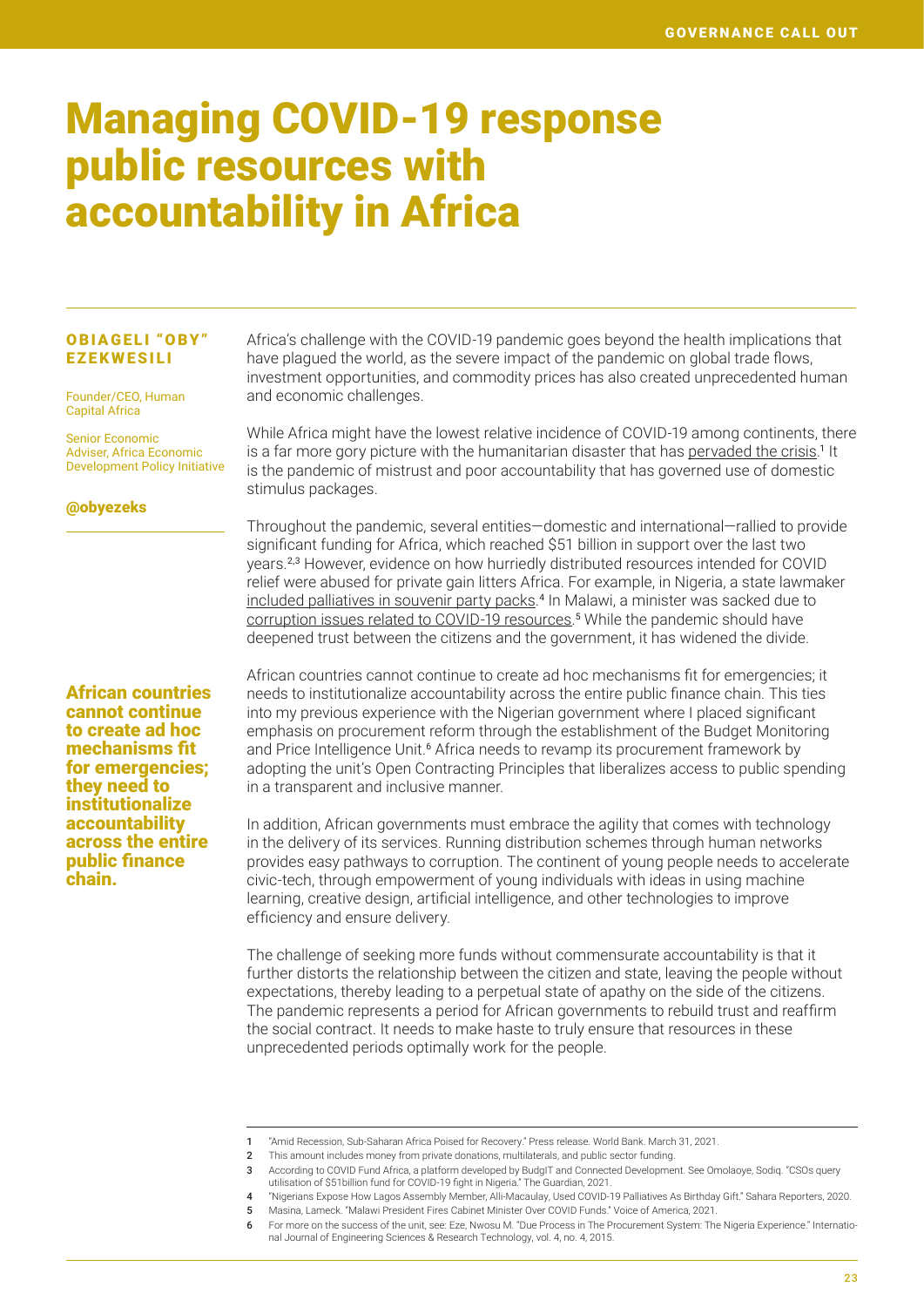# Managing COVID-19 response public resources with accountability in Africa

**OBIAGELI "OBY" EZEKWESILI**

Founder/CEO, Human Capital Africa

Senior Economic Adviser, Africa Economic Development Policy Initiative

@obyezeks

Africa's challenge with the COVID-19 pandemic goes beyond the health implications that have plagued the world, as the severe impact of the pandemic on global trade flows, investment opportunities, and commodity prices has also created unprecedented human and economic challenges.

While Africa might have the lowest relative incidence of COVID-19 among continents, there is a far more gory picture with the humanitarian disaster that has pervaded the crisis.[1] It is the pandemic of mistrust and poor accountability that has governed use of domestic stimulus packages.

Throughout the pandemic, several entities—domestic and international—rallied to provide significant funding for Africa, which reached $51 billion in support over the last two years.[2,3] However, evidence on how hurriedly distributed resources intended for COVID relief were abused for private gain litters Africa. For example, in Nigeria, a state lawmaker included palliatives in souvenir party packs.[4] In Malawi, a minister was sacked due to corruption issues related to COVID-19 resources.[5] While the pandemic should have deepened trust between the citizens and the government, it has widened the divide.

**African countries cannot continue to create ad hoc mechanisms fit for emergencies; they need to institutionalize accountability across the entire public finance chain.**

African countries cannot continue to create ad hoc mechanisms fit for emergencies; it needs to institutionalize accountability across the entire public finance chain. This ties into my previous experience with the Nigerian government where I placed significant emphasis on procurement reform through the establishment of the Budget Monitoring and Price Intelligence Unit.[6] Africa needs to revamp its procurement framework by adopting the unit's Open Contracting Principles that liberalizes access to public spending in a transparent and inclusive manner.

In addition, African governments must embrace the agility that comes with technology in the delivery of its services. Running distribution schemes through human networks provides easy pathways to corruption. The continent of young people needs to accelerate civic-tech, through empowerment of young individuals with ideas in using machine learning, creative design, artificial intelligence, and other technologies to improve efficiency and ensure delivery.

The challenge of seeking more funds without commensurate accountability is that it further distorts the relationship between the citizen and state, leaving the people without expectations, thereby leading to a perpetual state of apathy on the side of the citizens. The pandemic represents a period for African governments to rebuild trust and reaffirm the social contract. It needs to make haste to truly ensure that resources in these unprecedented periods optimally work for the people.

---

1 "Amid Recession, Sub-Saharan Africa Poised for Recovery." Press release. World Bank. March 31, 2021.

2 This amount includes money from private donations, multilaterals, and public sector funding.

3 According to COVID Fund Africa, a platform developed by BudgIT and Connected Development. See Omolaoye, Sodiq. "CSOs query utilisation of $51billion fund for COVID-19 fight in Nigeria." The Guardian, 2021.

4 "Nigerians Expose How Lagos Assembly Member, Alli-Macaulay, Used COVID-19 Palliatives As Birthday Gift." Sahara Reporters, 2020.

5 Masina, Lameck. "Malawi President Fires Cabinet Minister Over COVID Funds." Voice of America, 2021.

6 For more on the success of the unit, see: Eze, Nwosu M. "Due Process in The Procurement System: The Nigeria Experience." International Journal of Engineering Sciences & Research Technology, vol. 4, no. 4, 2015.